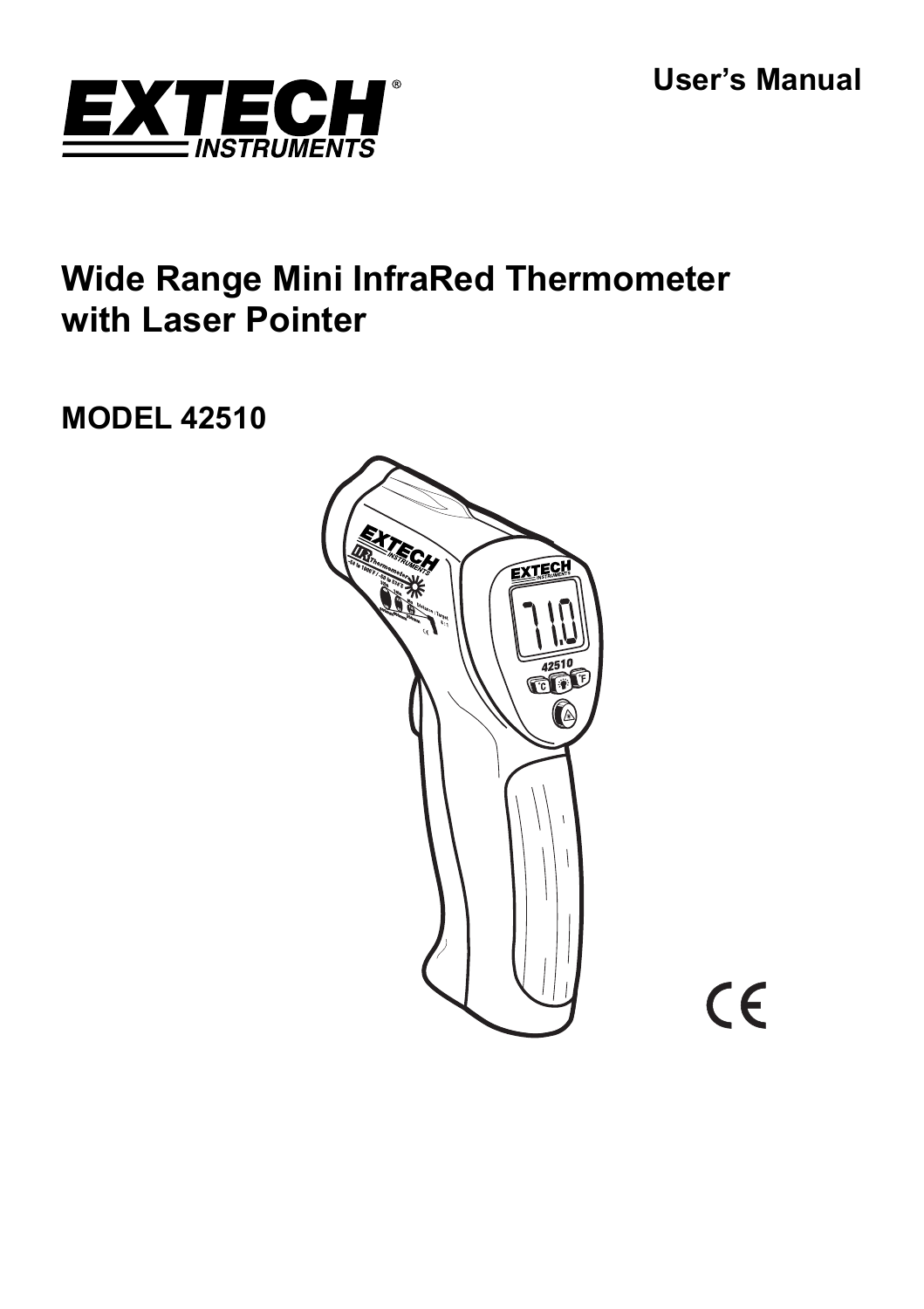**EXTECH INSTRUMENTS**

User's Manual

# Wide Range Mini InfraRed Thermometer with Laser Pointer

## MODEL 42510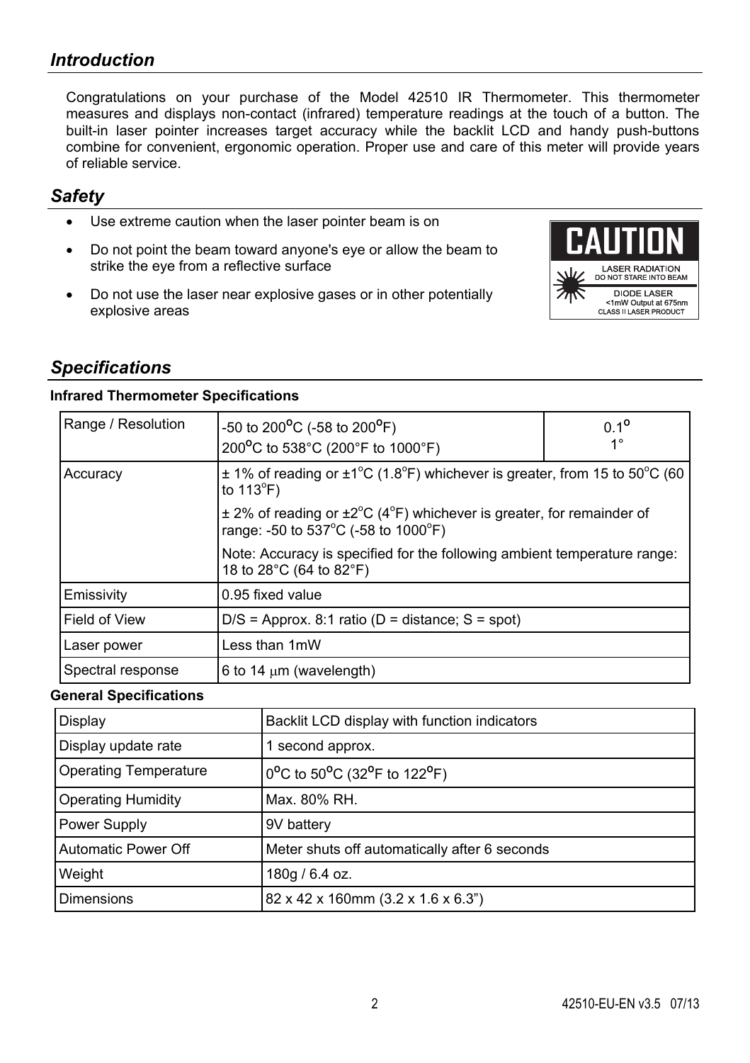## *Introduction*

Congratulations on your purchase of the Model 42510 IR Thermometer. This thermometer measures and displays non-contact (infrared) temperature readings at the touch of a button. The built-in laser pointer increases target accuracy while the backlit LCD and handy push-buttons combine for convenient, ergonomic operation. Proper use and care of this meter will provide years of reliable service.

## *Safety*

- Use extreme caution when the laser pointer beam is on
- Do not point the beam toward anyone's eye or allow the beam to strike the eye from a reflective surface
- Do not use the laser near explosive gases or in other potentially explosive areas

CAUTION
LASER RADIATION
DO NOT STARE INTO BEAM
DIODE LASER
<1mW Output at 675nm
CLASS II LASER PRODUCT

## *Specifications*

**Infrared Thermometer Specifications**

| | | |
|---|---|---|
| Range / Resolution | -50 to 200°C (-58 to 200°F)<br>200°C to 538°C (200°F to 1000°F) | 0.1°<br>1° |
| Accuracy | ± 1% of reading or ±1°C (1.8°F) whichever is greater, from 15 to 50°C (60 to 113°F)<br>± 2% of reading or ±2°C (4°F) whichever is greater, for remainder of range: -50 to 537°C (-58 to 1000°F)<br>Note: Accuracy is specified for the following ambient temperature range: 18 to 28°C (64 to 82°F) | |
| Emissivity | 0.95 fixed value | |
| Field of View | D/S = Approx. 8:1 ratio (D = distance; S = spot) | |
| Laser power | Less than 1mW | |
| Spectral response | 6 to 14 μm (wavelength) | |

**General Specifications**

| | |
|---|---|
| Display | Backlit LCD display with function indicators |
| Display update rate | 1 second approx. |
| Operating Temperature | 0°C to 50°C (32°F to 122°F) |
| Operating Humidity | Max. 80% RH. |
| Power Supply | 9V battery |
| Automatic Power Off | Meter shuts off automatically after 6 seconds |
| Weight | 180g / 6.4 oz. |
| Dimensions | 82 x 42 x 160mm (3.2 x 1.6 x 6.3") |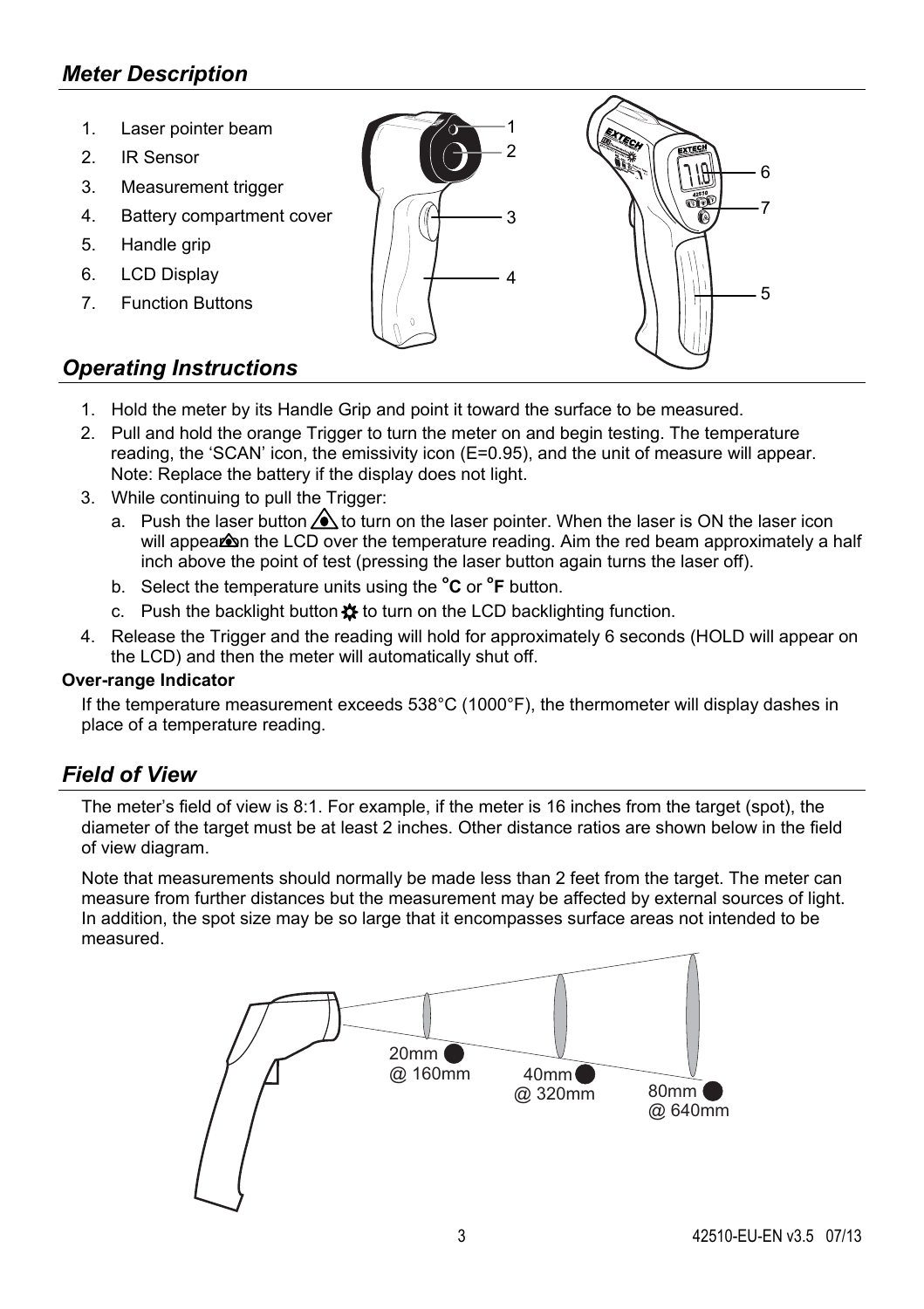## *Meter Description*

1. Laser pointer beam
2. IR Sensor
3. Measurement trigger
4. Battery compartment cover
5. Handle grip
6. LCD Display
7. Function Buttons

## *Operating Instructions*

1. Hold the meter by its Handle Grip and point it toward the surface to be measured.
2. Pull and hold the orange Trigger to turn the meter on and begin testing. The temperature reading, the 'SCAN' icon, the emissivity icon (E=0.95), and the unit of measure will appear. Note: Replace the battery if the display does not light.
3. While continuing to pull the Trigger:
   a. Push the laser button to turn on the laser pointer. When the laser is ON the laser icon will appear on the LCD over the temperature reading. Aim the red beam approximately a half inch above the point of test (pressing the laser button again turns the laser off).
   b. Select the temperature units using the **°C** or **°F** button.
   c. Push the backlight button to turn on the LCD backlighting function.
4. Release the Trigger and the reading will hold for approximately 6 seconds (HOLD will appear on the LCD) and then the meter will automatically shut off.

**Over-range Indicator**

If the temperature measurement exceeds 538°C (1000°F), the thermometer will display dashes in place of a temperature reading.

## *Field of View*

The meter's field of view is 8:1. For example, if the meter is 16 inches from the target (spot), the diameter of the target must be at least 2 inches. Other distance ratios are shown below in the field of view diagram.

Note that measurements should normally be made less than 2 feet from the target. The meter can measure from further distances but the measurement may be affected by external sources of light. In addition, the spot size may be so large that it encompasses surface areas not intended to be measured.

20mm @ 160mm

40mm @ 320mm

80mm @ 640mm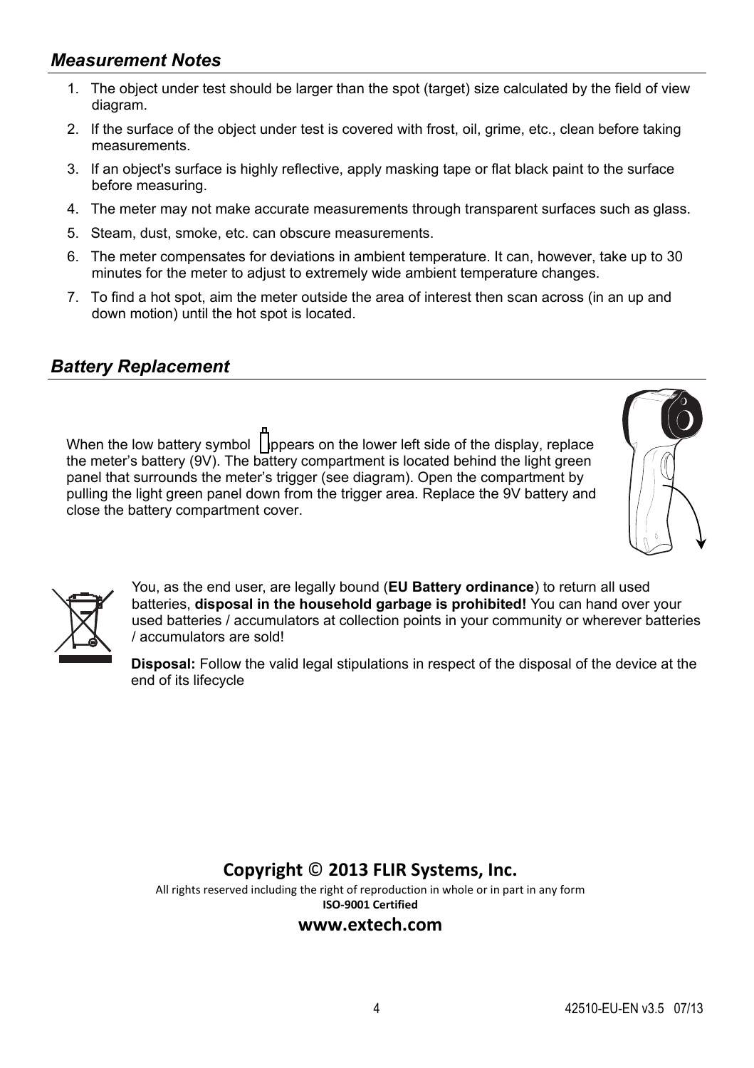## *Measurement Notes*

1. The object under test should be larger than the spot (target) size calculated by the field of view diagram.
2. If the surface of the object under test is covered with frost, oil, grime, etc., clean before taking measurements.
3. If an object's surface is highly reflective, apply masking tape or flat black paint to the surface before measuring.
4. The meter may not make accurate measurements through transparent surfaces such as glass.
5. Steam, dust, smoke, etc. can obscure measurements.
6. The meter compensates for deviations in ambient temperature. It can, however, take up to 30 minutes for the meter to adjust to extremely wide ambient temperature changes.
7. To find a hot spot, aim the meter outside the area of interest then scan across (in an up and down motion) until the hot spot is located.

## *Battery Replacement*

When the low battery symbol appears on the lower left side of the display, replace the meter's battery (9V). The battery compartment is located behind the light green panel that surrounds the meter's trigger (see diagram). Open the compartment by pulling the light green panel down from the trigger area. Replace the 9V battery and close the battery compartment cover.

You, as the end user, are legally bound (**EU Battery ordinance**) to return all used batteries, **disposal in the household garbage is prohibited!** You can hand over your used batteries / accumulators at collection points in your community or wherever batteries / accumulators are sold!

**Disposal:** Follow the valid legal stipulations in respect of the disposal of the device at the end of its lifecycle

**Copyright © 2013 FLIR Systems, Inc.**

All rights reserved including the right of reproduction in whole or in part in any form

**ISO-9001 Certified**

**www.extech.com**

42510-EU-EN v3.5 07/13